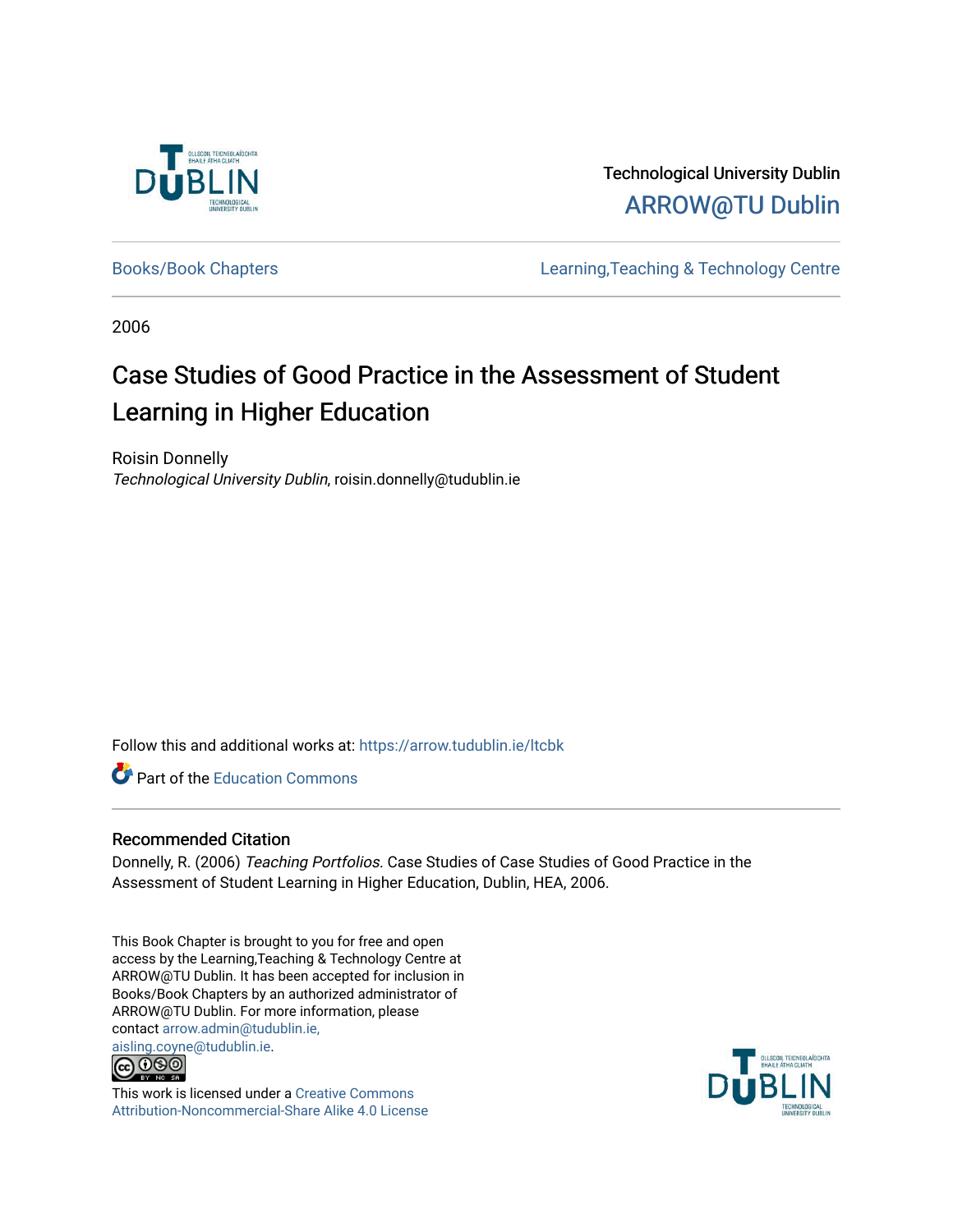Technological University Dublin

ARROW@TU Dublin

Books/Book Chapters

Learning,Teaching & Technology Centre

2006

# Case Studies of Good Practice in the Assessment of Student Learning in Higher Education

Roisin Donnelly

*Technological University Dublin*, roisin.donnelly@tudublin.ie

Follow this and additional works at: https://arrow.tudublin.ie/ltcbk

Part of the Education Commons

## Recommended Citation

Donnelly, R. (2006) *Teaching Portfolios.* Case Studies of Case Studies of Good Practice in the Assessment of Student Learning in Higher Education, Dublin, HEA, 2006.

This Book Chapter is brought to you for free and open access by the Learning,Teaching & Technology Centre at ARROW@TU Dublin. It has been accepted for inclusion in Books/Book Chapters by an authorized administrator of ARROW@TU Dublin. For more information, please contact arrow.admin@tudublin.ie, aisling.coyne@tudublin.ie.

This work is licensed under a Creative Commons Attribution-Noncommercial-Share Alike 4.0 License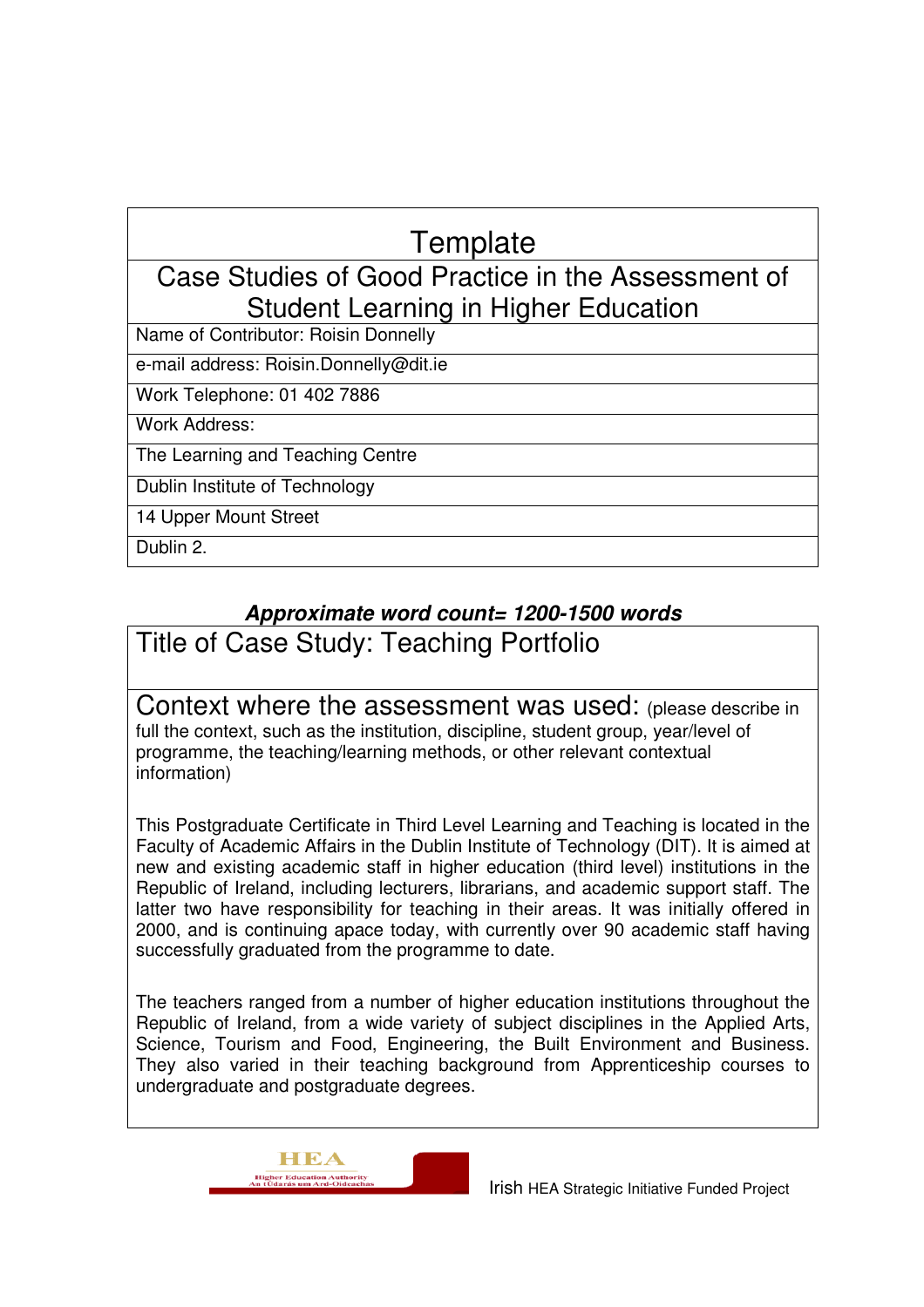# Template

## Case Studies of Good Practice in the Assessment of Student Learning in Higher Education

| Name of Contributor: Roisin Donnelly |
|---|
| e-mail address: Roisin.Donnelly@dit.ie |
| Work Telephone: 01 402 7886 |
| Work Address: |
| The Learning and Teaching Centre |
| Dublin Institute of Technology |
| 14 Upper Mount Street |
| Dublin 2. |

***Approximate word count= 1200-1500 words***

## Title of Case Study: Teaching Portfolio

## Context where the assessment was used: (please describe in full the context, such as the institution, discipline, student group, year/level of programme, the teaching/learning methods, or other relevant contextual information)

This Postgraduate Certificate in Third Level Learning and Teaching is located in the Faculty of Academic Affairs in the Dublin Institute of Technology (DIT). It is aimed at new and existing academic staff in higher education (third level) institutions in the Republic of Ireland, including lecturers, librarians, and academic support staff. The latter two have responsibility for teaching in their areas. It was initially offered in 2000, and is continuing apace today, with currently over 90 academic staff having successfully graduated from the programme to date.

The teachers ranged from a number of higher education institutions throughout the Republic of Ireland, from a wide variety of subject disciplines in the Applied Arts, Science, Tourism and Food, Engineering, the Built Environment and Business. They also varied in their teaching background from Apprenticeship courses to undergraduate and postgraduate degrees.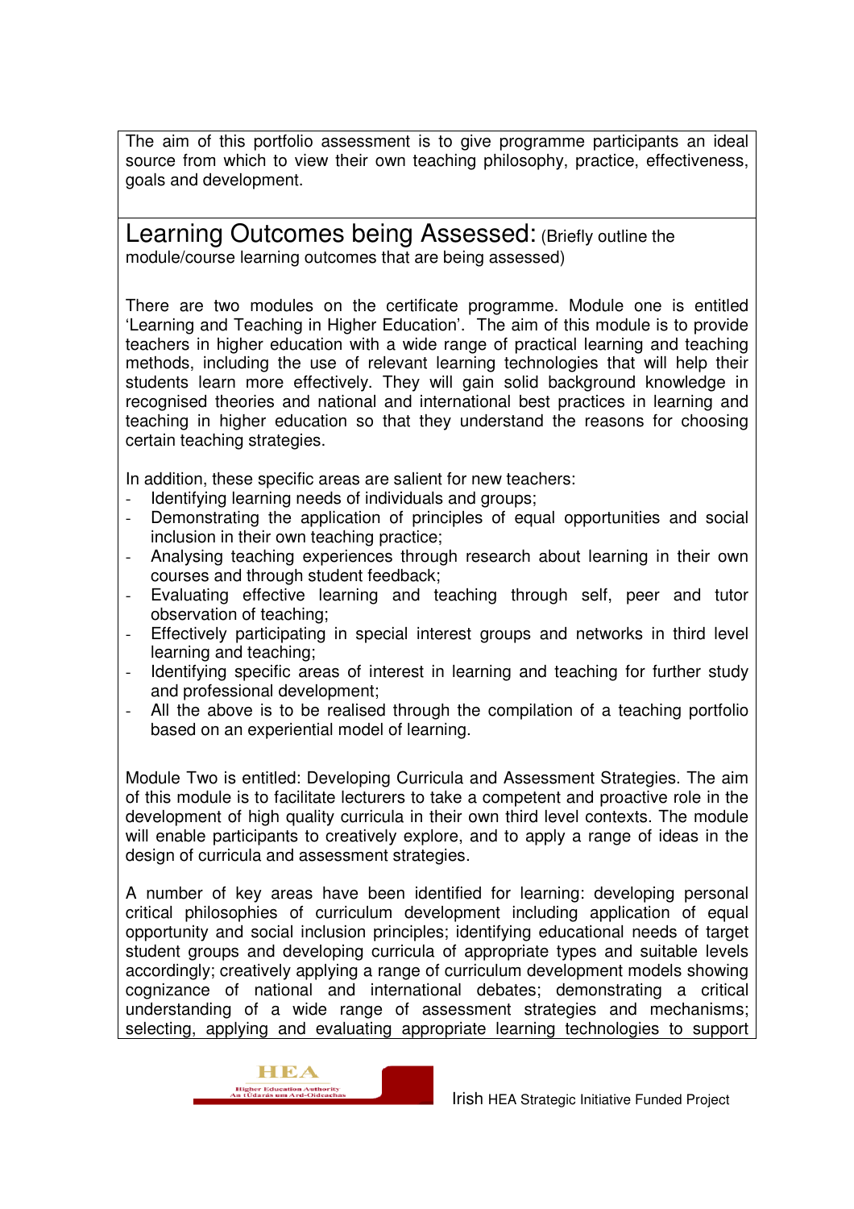The aim of this portfolio assessment is to give programme participants an ideal source from which to view their own teaching philosophy, practice, effectiveness, goals and development.

## Learning Outcomes being Assessed: (Briefly outline the module/course learning outcomes that are being assessed)

There are two modules on the certificate programme. Module one is entitled 'Learning and Teaching in Higher Education'. The aim of this module is to provide teachers in higher education with a wide range of practical learning and teaching methods, including the use of relevant learning technologies that will help their students learn more effectively. They will gain solid background knowledge in recognised theories and national and international best practices in learning and teaching in higher education so that they understand the reasons for choosing certain teaching strategies.

In addition, these specific areas are salient for new teachers:

- Identifying learning needs of individuals and groups;
- Demonstrating the application of principles of equal opportunities and social inclusion in their own teaching practice;
- Analysing teaching experiences through research about learning in their own courses and through student feedback;
- Evaluating effective learning and teaching through self, peer and tutor observation of teaching;
- Effectively participating in special interest groups and networks in third level learning and teaching;
- Identifying specific areas of interest in learning and teaching for further study and professional development;
- All the above is to be realised through the compilation of a teaching portfolio based on an experiential model of learning.

Module Two is entitled: Developing Curricula and Assessment Strategies. The aim of this module is to facilitate lecturers to take a competent and proactive role in the development of high quality curricula in their own third level contexts. The module will enable participants to creatively explore, and to apply a range of ideas in the design of curricula and assessment strategies.

A number of key areas have been identified for learning: developing personal critical philosophies of curriculum development including application of equal opportunity and social inclusion principles; identifying educational needs of target student groups and developing curricula of appropriate types and suitable levels accordingly; creatively applying a range of curriculum development models showing cognizance of national and international debates; demonstrating a critical understanding of a wide range of assessment strategies and mechanisms; selecting, applying and evaluating appropriate learning technologies to support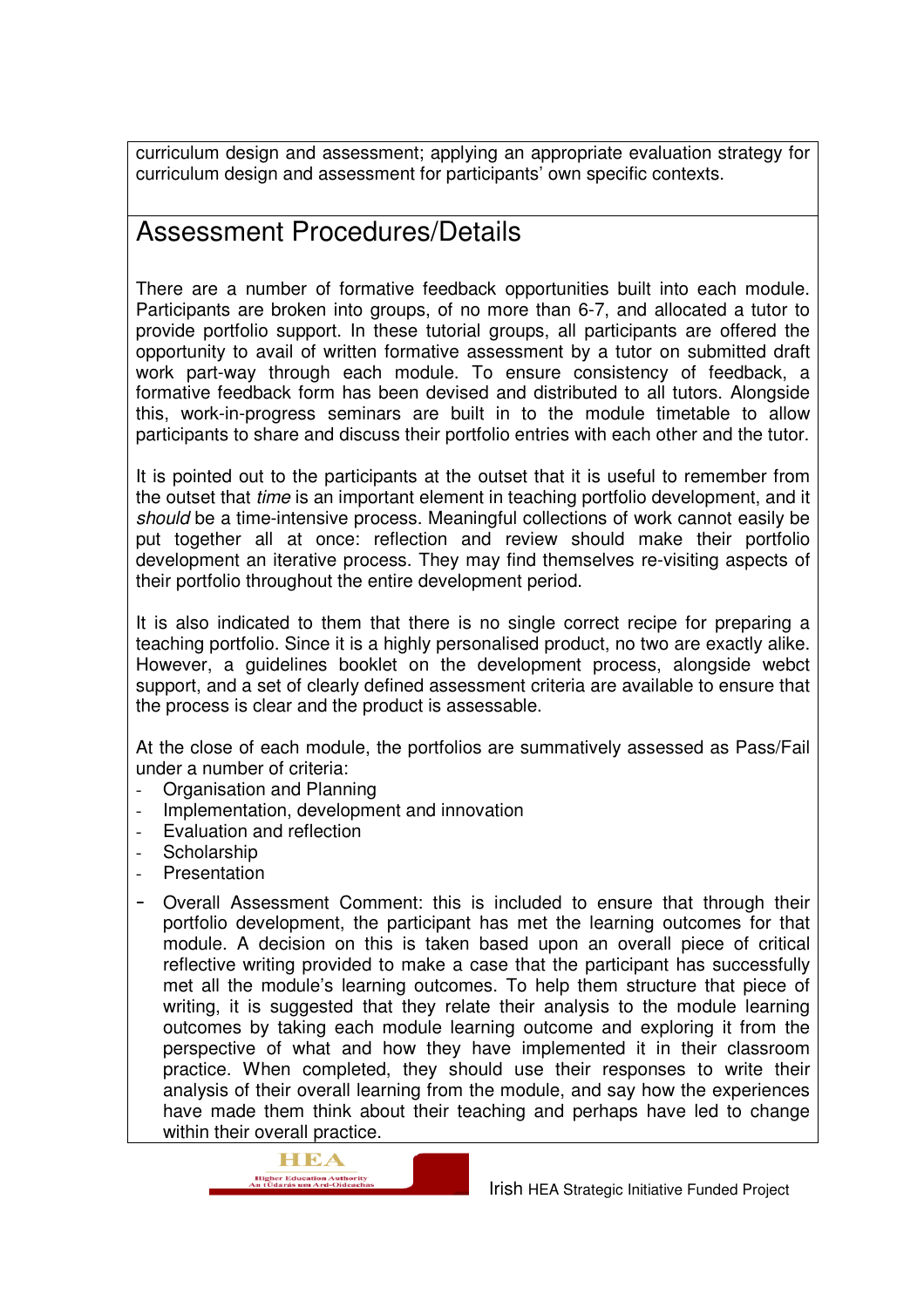curriculum design and assessment; applying an appropriate evaluation strategy for curriculum design and assessment for participants' own specific contexts.

## Assessment Procedures/Details

There are a number of formative feedback opportunities built into each module. Participants are broken into groups, of no more than 6-7, and allocated a tutor to provide portfolio support. In these tutorial groups, all participants are offered the opportunity to avail of written formative assessment by a tutor on submitted draft work part-way through each module. To ensure consistency of feedback, a formative feedback form has been devised and distributed to all tutors. Alongside this, work-in-progress seminars are built in to the module timetable to allow participants to share and discuss their portfolio entries with each other and the tutor.

It is pointed out to the participants at the outset that it is useful to remember from the outset that *time* is an important element in teaching portfolio development, and it *should* be a time-intensive process. Meaningful collections of work cannot easily be put together all at once: reflection and review should make their portfolio development an iterative process. They may find themselves re-visiting aspects of their portfolio throughout the entire development period.

It is also indicated to them that there is no single correct recipe for preparing a teaching portfolio. Since it is a highly personalised product, no two are exactly alike. However, a guidelines booklet on the development process, alongside webct support, and a set of clearly defined assessment criteria are available to ensure that the process is clear and the product is assessable.

At the close of each module, the portfolios are summatively assessed as Pass/Fail under a number of criteria:

- Organisation and Planning
- Implementation, development and innovation
- Evaluation and reflection
- Scholarship
- Presentation
- Overall Assessment Comment: this is included to ensure that through their portfolio development, the participant has met the learning outcomes for that module. A decision on this is taken based upon an overall piece of critical reflective writing provided to make a case that the participant has successfully met all the module's learning outcomes. To help them structure that piece of writing, it is suggested that they relate their analysis to the module learning outcomes by taking each module learning outcome and exploring it from the perspective of what and how they have implemented it in their classroom practice. When completed, they should use their responses to write their analysis of their overall learning from the module, and say how the experiences have made them think about their teaching and perhaps have led to change within their overall practice.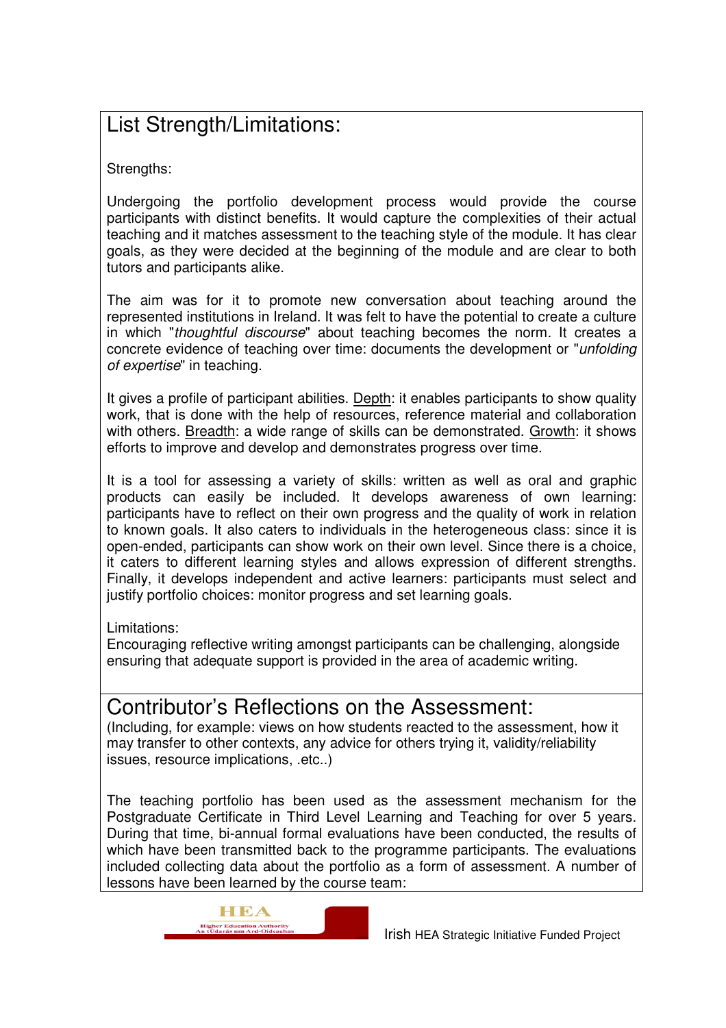## List Strength/Limitations:

Strengths:

Undergoing the portfolio development process would provide the course participants with distinct benefits. It would capture the complexities of their actual teaching and it matches assessment to the teaching style of the module. It has clear goals, as they were decided at the beginning of the module and are clear to both tutors and participants alike.

The aim was for it to promote new conversation about teaching around the represented institutions in Ireland. It was felt to have the potential to create a culture in which "*thoughtful discourse*" about teaching becomes the norm. It creates a concrete evidence of teaching over time: documents the development or "*unfolding of expertise*" in teaching.

It gives a profile of participant abilities. Depth: it enables participants to show quality work, that is done with the help of resources, reference material and collaboration with others. Breadth: a wide range of skills can be demonstrated. Growth: it shows efforts to improve and develop and demonstrates progress over time.

It is a tool for assessing a variety of skills: written as well as oral and graphic products can easily be included. It develops awareness of own learning: participants have to reflect on their own progress and the quality of work in relation to known goals. It also caters to individuals in the heterogeneous class: since it is open-ended, participants can show work on their own level. Since there is a choice, it caters to different learning styles and allows expression of different strengths. Finally, it develops independent and active learners: participants must select and justify portfolio choices: monitor progress and set learning goals.

Limitations:
Encouraging reflective writing amongst participants can be challenging, alongside ensuring that adequate support is provided in the area of academic writing.

## Contributor's Reflections on the Assessment:

(Including, for example: views on how students reacted to the assessment, how it may transfer to other contexts, any advice for others trying it, validity/reliability issues, resource implications, .etc..)

The teaching portfolio has been used as the assessment mechanism for the Postgraduate Certificate in Third Level Learning and Teaching for over 5 years. During that time, bi-annual formal evaluations have been conducted, the results of which have been transmitted back to the programme participants. The evaluations included collecting data about the portfolio as a form of assessment. A number of lessons have been learned by the course team: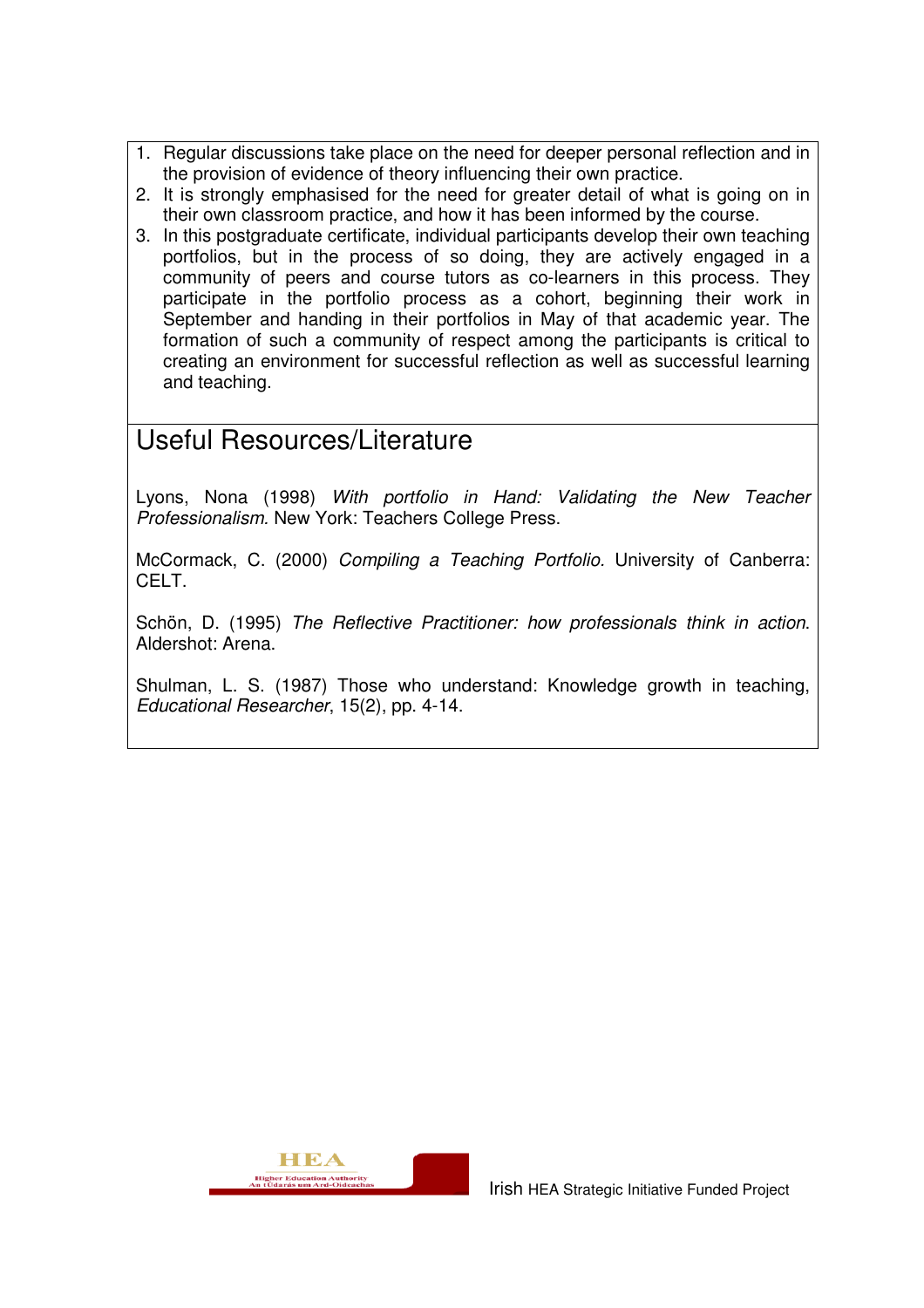1. Regular discussions take place on the need for deeper personal reflection and in the provision of evidence of theory influencing their own practice.
2. It is strongly emphasised for the need for greater detail of what is going on in their own classroom practice, and how it has been informed by the course.
3. In this postgraduate certificate, individual participants develop their own teaching portfolios, but in the process of so doing, they are actively engaged in a community of peers and course tutors as co-learners in this process. They participate in the portfolio process as a cohort, beginning their work in September and handing in their portfolios in May of that academic year. The formation of such a community of respect among the participants is critical to creating an environment for successful reflection as well as successful learning and teaching.

## Useful Resources/Literature

Lyons, Nona (1998) *With portfolio in Hand: Validating the New Teacher Professionalism.* New York: Teachers College Press.

McCormack, C. (2000) *Compiling a Teaching Portfolio.* University of Canberra: CELT.

Schön, D. (1995) *The Reflective Practitioner: how professionals think in action*. Aldershot: Arena.

Shulman, L. S. (1987) Those who understand: Knowledge growth in teaching, *Educational Researcher*, 15(2), pp. 4-14.